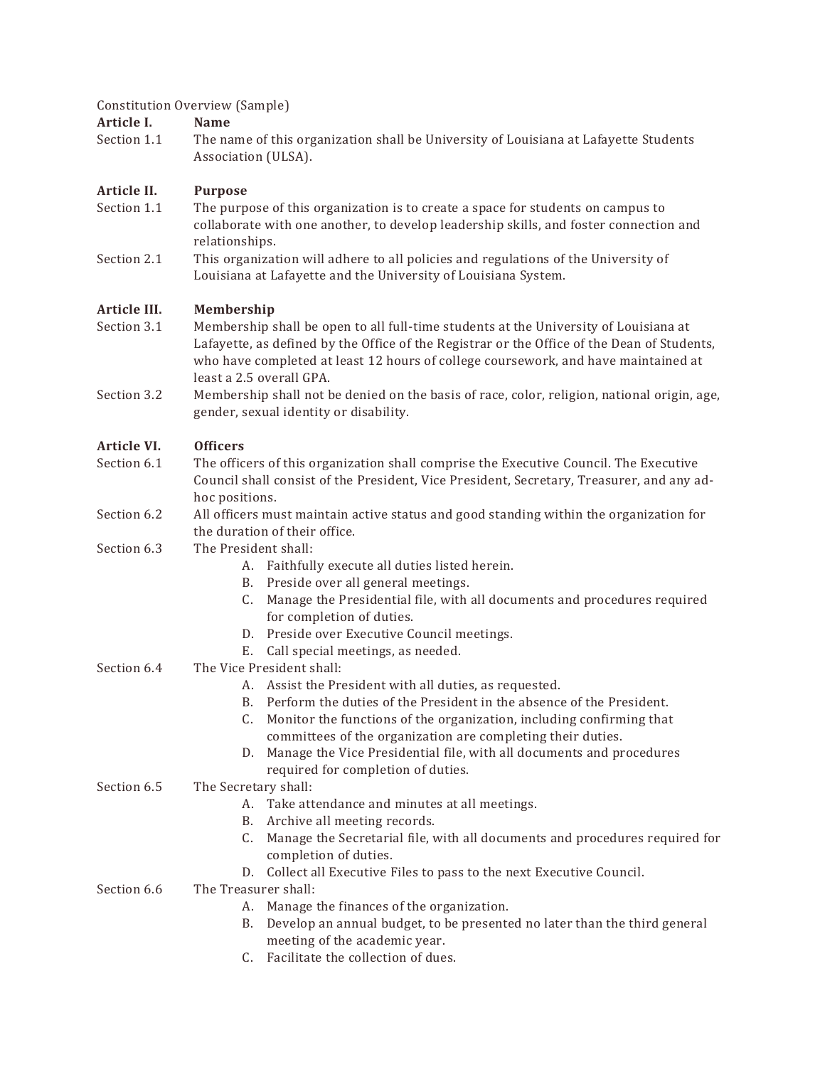Constitution Overview (Sample)

## Article I. Name

Section 1.1 The name of this organization shall be University of Louisiana at Lafayette Students Association (ULSA).

## Article II. Purpose

Section 1.1 The purpose of this organization is to create a space for students on campus to collaborate with one another, to develop leadership skills, and foster connection and relationships.

Section 2.1 This organization will adhere to all policies and regulations of the University of Louisiana at Lafayette and the University of Louisiana System.

## Article III. Membership

Section 3.1 Membership shall be open to all full-time students at the University of Louisiana at Lafayette, as defined by the Office of the Registrar or the Office of the Dean of Students, who have completed at least 12 hours of college coursework, and have maintained at least a 2.5 overall GPA.

Section 3.2 Membership shall not be denied on the basis of race, color, religion, national origin, age, gender, sexual identity or disability.

## Article VI. Officers

Section 6.1 The officers of this organization shall comprise the Executive Council. The Executive Council shall consist of the President, Vice President, Secretary, Treasurer, and any ad-hoc positions.

Section 6.2 All officers must maintain active status and good standing within the organization for the duration of their office.

Section 6.3 The President shall:

A. Faithfully execute all duties listed herein.
B. Preside over all general meetings.
C. Manage the Presidential file, with all documents and procedures required for completion of duties.
D. Preside over Executive Council meetings.
E. Call special meetings, as needed.

Section 6.4 The Vice President shall:

A. Assist the President with all duties, as requested.
B. Perform the duties of the President in the absence of the President.
C. Monitor the functions of the organization, including confirming that committees of the organization are completing their duties.
D. Manage the Vice Presidential file, with all documents and procedures required for completion of duties.

Section 6.5 The Secretary shall:

A. Take attendance and minutes at all meetings.
B. Archive all meeting records.
C. Manage the Secretarial file, with all documents and procedures required for completion of duties.
D. Collect all Executive Files to pass to the next Executive Council.

Section 6.6 The Treasurer shall:

A. Manage the finances of the organization.
B. Develop an annual budget, to be presented no later than the third general meeting of the academic year.
C. Facilitate the collection of dues.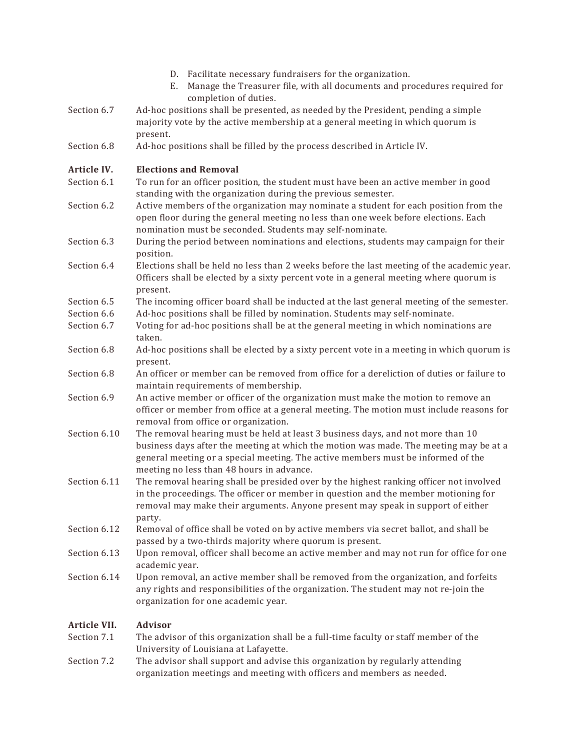D. Facilitate necessary fundraisers for the organization.
E. Manage the Treasurer file, with all documents and procedures required for completion of duties.

Section 6.7 Ad-hoc positions shall be presented, as needed by the President, pending a simple majority vote by the active membership at a general meeting in which quorum is present.

Section 6.8 Ad-hoc positions shall be filled by the process described in Article IV.

## Article IV. Elections and Removal

Section 6.1 To run for an officer position, the student must have been an active member in good standing with the organization during the previous semester.

Section 6.2 Active members of the organization may nominate a student for each position from the open floor during the general meeting no less than one week before elections. Each nomination must be seconded. Students may self-nominate.

Section 6.3 During the period between nominations and elections, students may campaign for their position.

Section 6.4 Elections shall be held no less than 2 weeks before the last meeting of the academic year. Officers shall be elected by a sixty percent vote in a general meeting where quorum is present.

Section 6.5 The incoming officer board shall be inducted at the last general meeting of the semester.

Section 6.6 Ad-hoc positions shall be filled by nomination. Students may self-nominate.

Section 6.7 Voting for ad-hoc positions shall be at the general meeting in which nominations are taken.

Section 6.8 Ad-hoc positions shall be elected by a sixty percent vote in a meeting in which quorum is present.

Section 6.8 An officer or member can be removed from office for a dereliction of duties or failure to maintain requirements of membership.

Section 6.9 An active member or officer of the organization must make the motion to remove an officer or member from office at a general meeting. The motion must include reasons for removal from office or organization.

Section 6.10 The removal hearing must be held at least 3 business days, and not more than 10 business days after the meeting at which the motion was made. The meeting may be at a general meeting or a special meeting. The active members must be informed of the meeting no less than 48 hours in advance.

Section 6.11 The removal hearing shall be presided over by the highest ranking officer not involved in the proceedings. The officer or member in question and the member motioning for removal may make their arguments. Anyone present may speak in support of either party.

Section 6.12 Removal of office shall be voted on by active members via secret ballot, and shall be passed by a two-thirds majority where quorum is present.

Section 6.13 Upon removal, officer shall become an active member and may not run for office for one academic year.

Section 6.14 Upon removal, an active member shall be removed from the organization, and forfeits any rights and responsibilities of the organization. The student may not re-join the organization for one academic year.

## Article VII. Advisor

Section 7.1 The advisor of this organization shall be a full-time faculty or staff member of the University of Louisiana at Lafayette.

Section 7.2 The advisor shall support and advise this organization by regularly attending organization meetings and meeting with officers and members as needed.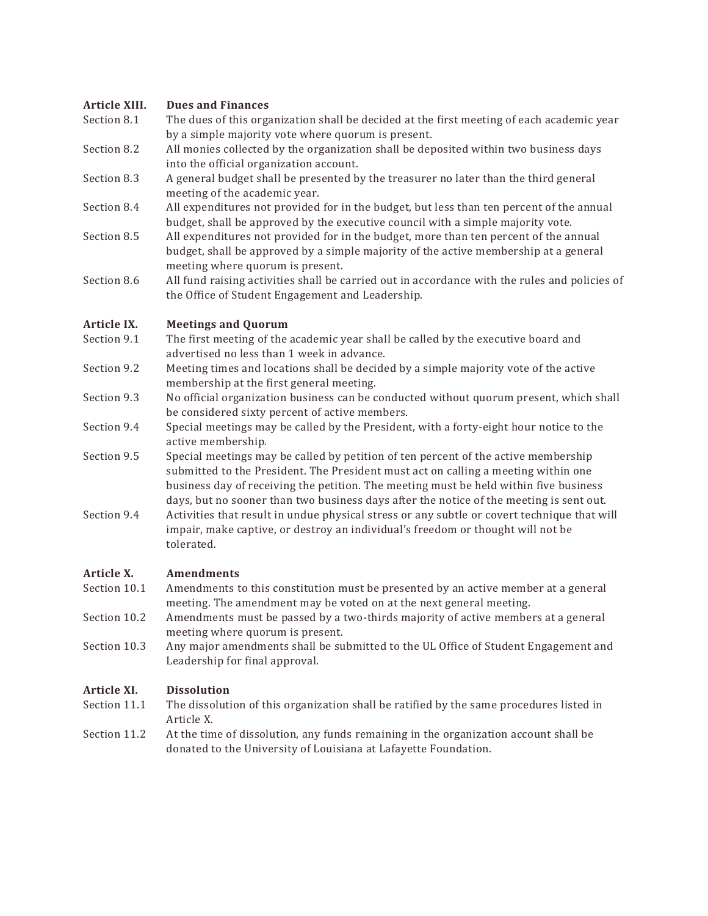**Article XIII. Dues and Finances**

Section 8.1 The dues of this organization shall be decided at the first meeting of each academic year by a simple majority vote where quorum is present.

Section 8.2 All monies collected by the organization shall be deposited within two business days into the official organization account.

Section 8.3 A general budget shall be presented by the treasurer no later than the third general meeting of the academic year.

Section 8.4 All expenditures not provided for in the budget, but less than ten percent of the annual budget, shall be approved by the executive council with a simple majority vote.

Section 8.5 All expenditures not provided for in the budget, more than ten percent of the annual budget, shall be approved by a simple majority of the active membership at a general meeting where quorum is present.

Section 8.6 All fund raising activities shall be carried out in accordance with the rules and policies of the Office of Student Engagement and Leadership.

**Article IX. Meetings and Quorum**

Section 9.1 The first meeting of the academic year shall be called by the executive board and advertised no less than 1 week in advance.

Section 9.2 Meeting times and locations shall be decided by a simple majority vote of the active membership at the first general meeting.

Section 9.3 No official organization business can be conducted without quorum present, which shall be considered sixty percent of active members.

Section 9.4 Special meetings may be called by the President, with a forty-eight hour notice to the active membership.

Section 9.5 Special meetings may be called by petition of ten percent of the active membership submitted to the President. The President must act on calling a meeting within one business day of receiving the petition. The meeting must be held within five business days, but no sooner than two business days after the notice of the meeting is sent out.

Section 9.4 Activities that result in undue physical stress or any subtle or covert technique that will impair, make captive, or destroy an individual's freedom or thought will not be tolerated.

**Article X. Amendments**

Section 10.1 Amendments to this constitution must be presented by an active member at a general meeting. The amendment may be voted on at the next general meeting.

Section 10.2 Amendments must be passed by a two-thirds majority of active members at a general meeting where quorum is present.

Section 10.3 Any major amendments shall be submitted to the UL Office of Student Engagement and Leadership for final approval.

**Article XI. Dissolution**

Section 11.1 The dissolution of this organization shall be ratified by the same procedures listed in Article X.

Section 11.2 At the time of dissolution, any funds remaining in the organization account shall be donated to the University of Louisiana at Lafayette Foundation.